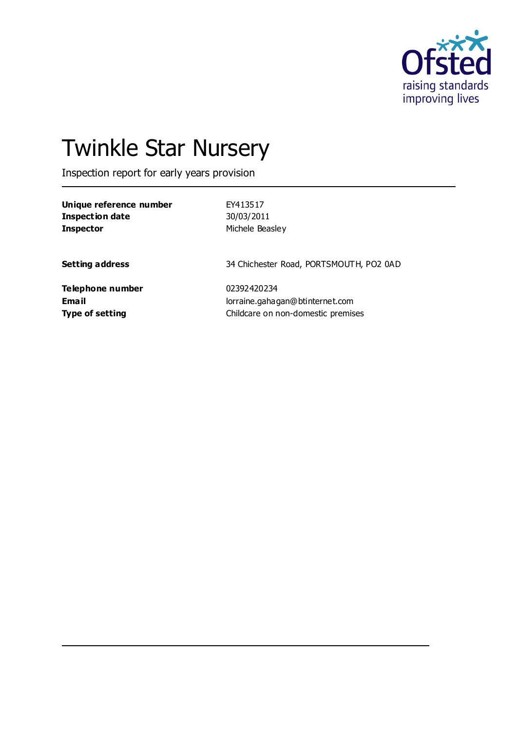# Twinkle Star Nursery

Inspection report for early years provision

| | |
|---|---|
| **Unique reference number** | EY413517 |
| **Inspection date** | 30/03/2011 |
| **Inspector** | Michele Beasley |
| **Setting address** | 34 Chichester Road, PORTSMOUTH, PO2 0AD |
| **Telephone number** | 02392420234 |
| **Email** | lorraine.gahagan@btinternet.com |
| **Type of setting** | Childcare on non-domestic premises |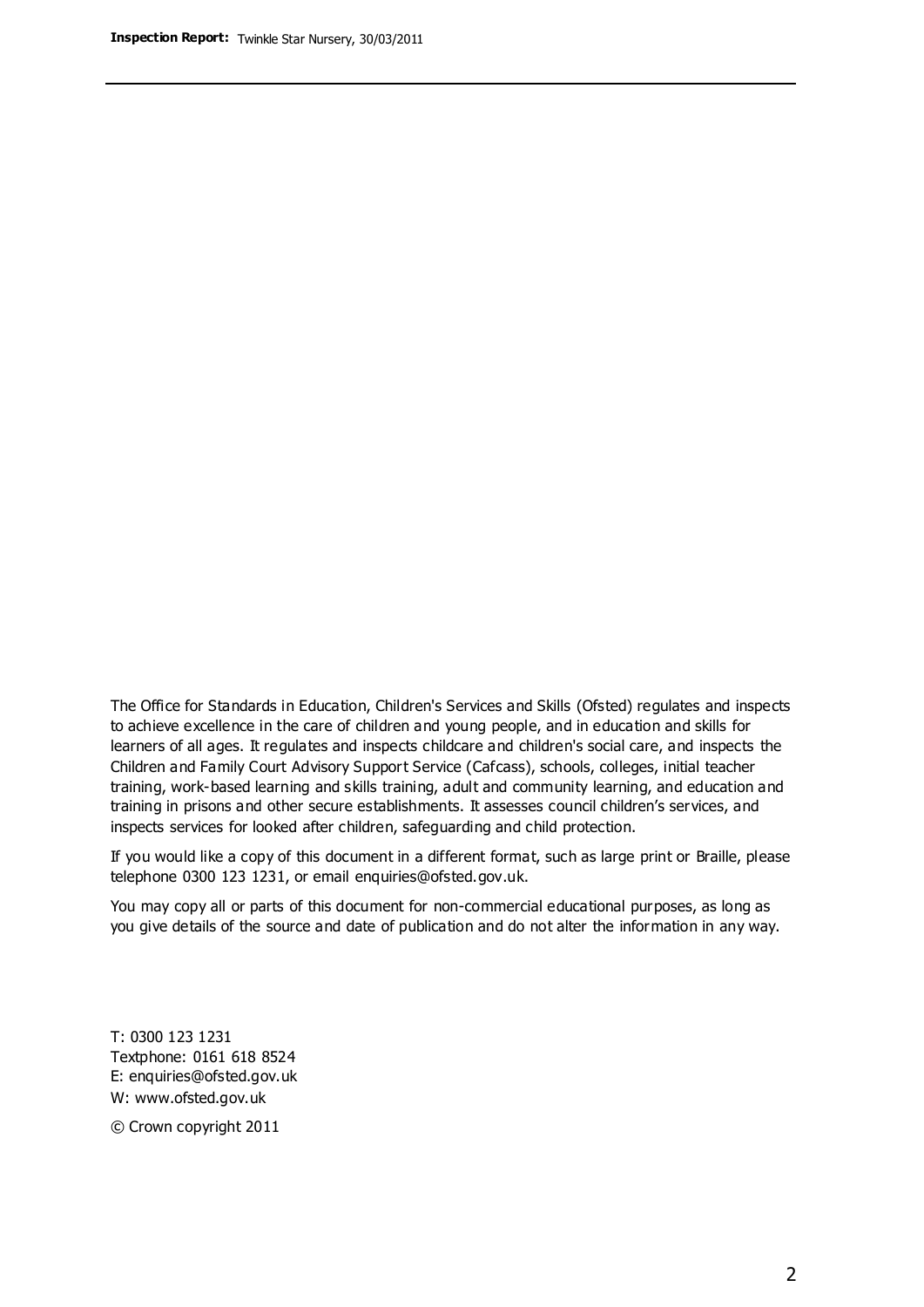The Office for Standards in Education, Children's Services and Skills (Ofsted) regulates and inspects to achieve excellence in the care of children and young people, and in education and skills for learners of all ages. It regulates and inspects childcare and children's social care, and inspects the Children and Family Court Advisory Support Service (Cafcass), schools, colleges, initial teacher training, work-based learning and skills training, adult and community learning, and education and training in prisons and other secure establishments. It assesses council children's services, and inspects services for looked after children, safeguarding and child protection.

If you would like a copy of this document in a different format, such as large print or Braille, please telephone 0300 123 1231, or email enquiries@ofsted.gov.uk.

You may copy all or parts of this document for non-commercial educational purposes, as long as you give details of the source and date of publication and do not alter the information in any way.

T: 0300 123 1231
Textphone: 0161 618 8524
E: enquiries@ofsted.gov.uk
W: www.ofsted.gov.uk

© Crown copyright 2011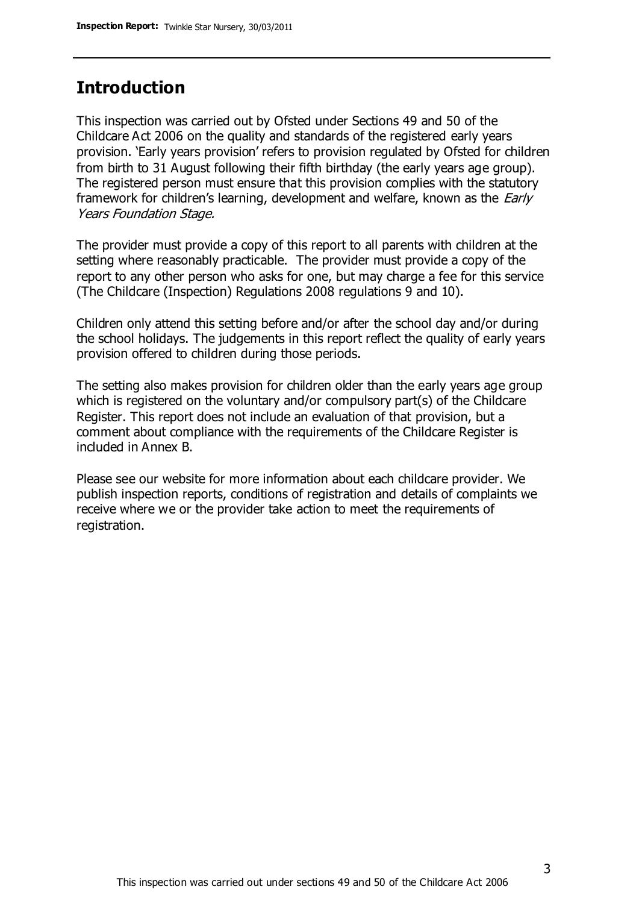## Introduction

This inspection was carried out by Ofsted under Sections 49 and 50 of the Childcare Act 2006 on the quality and standards of the registered early years provision. 'Early years provision' refers to provision regulated by Ofsted for children from birth to 31 August following their fifth birthday (the early years age group). The registered person must ensure that this provision complies with the statutory framework for children's learning, development and welfare, known as the *Early Years Foundation Stage.*

The provider must provide a copy of this report to all parents with children at the setting where reasonably practicable. The provider must provide a copy of the report to any other person who asks for one, but may charge a fee for this service (The Childcare (Inspection) Regulations 2008 regulations 9 and 10).

Children only attend this setting before and/or after the school day and/or during the school holidays. The judgements in this report reflect the quality of early years provision offered to children during those periods.

The setting also makes provision for children older than the early years age group which is registered on the voluntary and/or compulsory part(s) of the Childcare Register. This report does not include an evaluation of that provision, but a comment about compliance with the requirements of the Childcare Register is included in Annex B.

Please see our website for more information about each childcare provider. We publish inspection reports, conditions of registration and details of complaints we receive where we or the provider take action to meet the requirements of registration.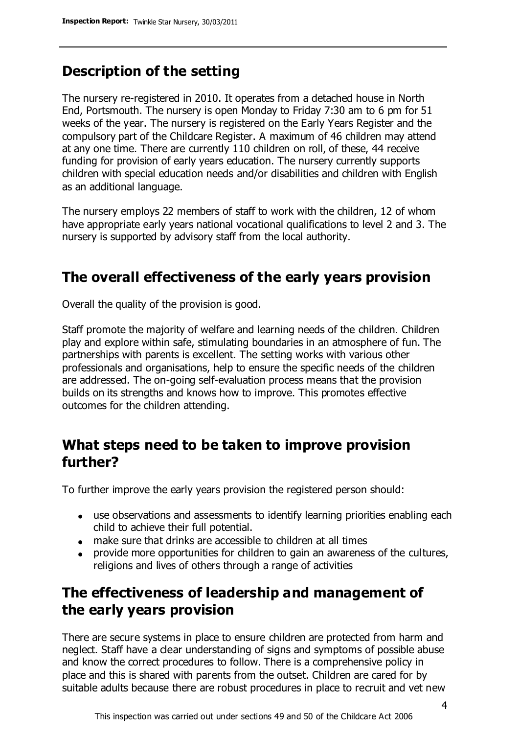## Description of the setting

The nursery re-registered in 2010. It operates from a detached house in North End, Portsmouth. The nursery is open Monday to Friday 7:30 am to 6 pm for 51 weeks of the year. The nursery is registered on the Early Years Register and the compulsory part of the Childcare Register. A maximum of 46 children may attend at any one time. There are currently 110 children on roll, of these, 44 receive funding for provision of early years education. The nursery currently supports children with special education needs and/or disabilities and children with English as an additional language.

The nursery employs 22 members of staff to work with the children, 12 of whom have appropriate early years national vocational qualifications to level 2 and 3. The nursery is supported by advisory staff from the local authority.

## The overall effectiveness of the early years provision

Overall the quality of the provision is good.

Staff promote the majority of welfare and learning needs of the children. Children play and explore within safe, stimulating boundaries in an atmosphere of fun. The partnerships with parents is excellent. The setting works with various other professionals and organisations, help to ensure the specific needs of the children are addressed. The on-going self-evaluation process means that the provision builds on its strengths and knows how to improve. This promotes effective outcomes for the children attending.

## What steps need to be taken to improve provision further?

To further improve the early years provision the registered person should:

- use observations and assessments to identify learning priorities enabling each child to achieve their full potential.
- make sure that drinks are accessible to children at all times
- provide more opportunities for children to gain an awareness of the cultures, religions and lives of others through a range of activities

## The effectiveness of leadership and management of the early years provision

There are secure systems in place to ensure children are protected from harm and neglect. Staff have a clear understanding of signs and symptoms of possible abuse and know the correct procedures to follow. There is a comprehensive policy in place and this is shared with parents from the outset. Children are cared for by suitable adults because there are robust procedures in place to recruit and vet new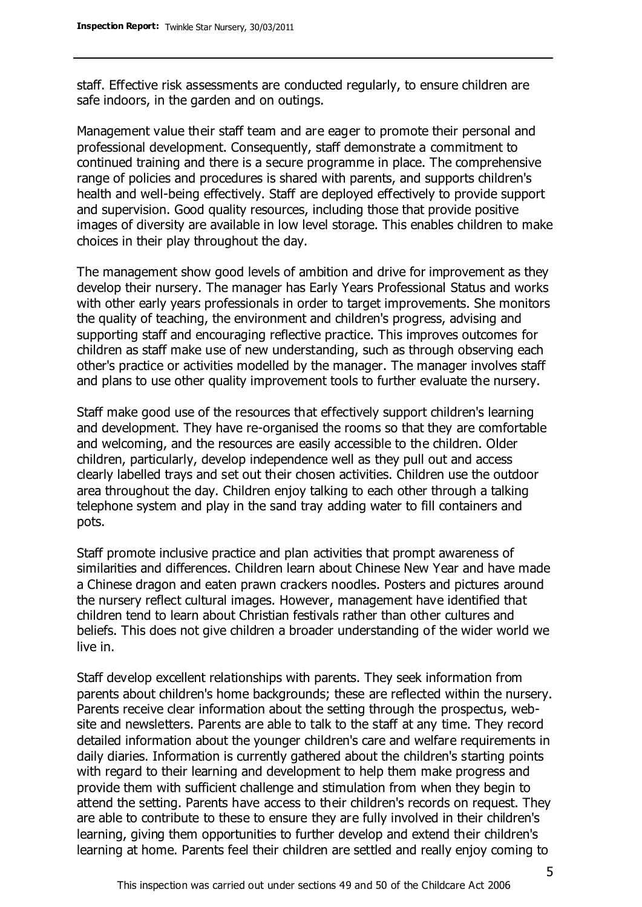staff. Effective risk assessments are conducted regularly, to ensure children are safe indoors, in the garden and on outings.

Management value their staff team and are eager to promote their personal and professional development. Consequently, staff demonstrate a commitment to continued training and there is a secure programme in place. The comprehensive range of policies and procedures is shared with parents, and supports children's health and well-being effectively. Staff are deployed effectively to provide support and supervision. Good quality resources, including those that provide positive images of diversity are available in low level storage. This enables children to make choices in their play throughout the day.

The management show good levels of ambition and drive for improvement as they develop their nursery. The manager has Early Years Professional Status and works with other early years professionals in order to target improvements. She monitors the quality of teaching, the environment and children's progress, advising and supporting staff and encouraging reflective practice. This improves outcomes for children as staff make use of new understanding, such as through observing each other's practice or activities modelled by the manager. The manager involves staff and plans to use other quality improvement tools to further evaluate the nursery.

Staff make good use of the resources that effectively support children's learning and development. They have re-organised the rooms so that they are comfortable and welcoming, and the resources are easily accessible to the children. Older children, particularly, develop independence well as they pull out and access clearly labelled trays and set out their chosen activities. Children use the outdoor area throughout the day. Children enjoy talking to each other through a talking telephone system and play in the sand tray adding water to fill containers and pots.

Staff promote inclusive practice and plan activities that prompt awareness of similarities and differences. Children learn about Chinese New Year and have made a Chinese dragon and eaten prawn crackers noodles. Posters and pictures around the nursery reflect cultural images. However, management have identified that children tend to learn about Christian festivals rather than other cultures and beliefs. This does not give children a broader understanding of the wider world we live in.

Staff develop excellent relationships with parents. They seek information from parents about children's home backgrounds; these are reflected within the nursery. Parents receive clear information about the setting through the prospectus, web-site and newsletters. Parents are able to talk to the staff at any time. They record detailed information about the younger children's care and welfare requirements in daily diaries. Information is currently gathered about the children's starting points with regard to their learning and development to help them make progress and provide them with sufficient challenge and stimulation from when they begin to attend the setting. Parents have access to their children's records on request. They are able to contribute to these to ensure they are fully involved in their children's learning, giving them opportunities to further develop and extend their children's learning at home. Parents feel their children are settled and really enjoy coming to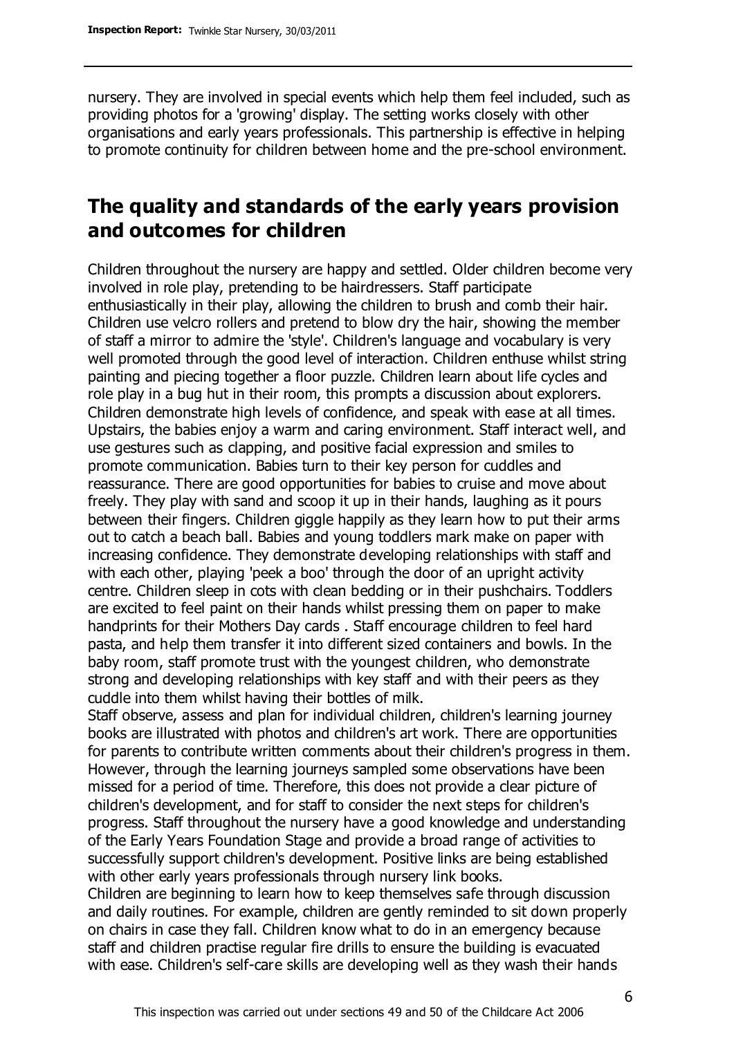nursery. They are involved in special events which help them feel included, such as providing photos for a 'growing' display. The setting works closely with other organisations and early years professionals. This partnership is effective in helping to promote continuity for children between home and the pre-school environment.

## The quality and standards of the early years provision and outcomes for children

Children throughout the nursery are happy and settled. Older children become very involved in role play, pretending to be hairdressers. Staff participate enthusiastically in their play, allowing the children to brush and comb their hair. Children use velcro rollers and pretend to blow dry the hair, showing the member of staff a mirror to admire the 'style'. Children's language and vocabulary is very well promoted through the good level of interaction. Children enthuse whilst string painting and piecing together a floor puzzle. Children learn about life cycles and role play in a bug hut in their room, this prompts a discussion about explorers. Children demonstrate high levels of confidence, and speak with ease at all times. Upstairs, the babies enjoy a warm and caring environment. Staff interact well, and use gestures such as clapping, and positive facial expression and smiles to promote communication. Babies turn to their key person for cuddles and reassurance. There are good opportunities for babies to cruise and move about freely. They play with sand and scoop it up in their hands, laughing as it pours between their fingers. Children giggle happily as they learn how to put their arms out to catch a beach ball. Babies and young toddlers mark make on paper with increasing confidence. They demonstrate developing relationships with staff and with each other, playing 'peek a boo' through the door of an upright activity centre. Children sleep in cots with clean bedding or in their pushchairs. Toddlers are excited to feel paint on their hands whilst pressing them on paper to make handprints for their Mothers Day cards . Staff encourage children to feel hard pasta, and help them transfer it into different sized containers and bowls. In the baby room, staff promote trust with the youngest children, who demonstrate strong and developing relationships with key staff and with their peers as they cuddle into them whilst having their bottles of milk.

Staff observe, assess and plan for individual children, children's learning journey books are illustrated with photos and children's art work. There are opportunities for parents to contribute written comments about their children's progress in them. However, through the learning journeys sampled some observations have been missed for a period of time. Therefore, this does not provide a clear picture of children's development, and for staff to consider the next steps for children's progress. Staff throughout the nursery have a good knowledge and understanding of the Early Years Foundation Stage and provide a broad range of activities to successfully support children's development. Positive links are being established with other early years professionals through nursery link books.

Children are beginning to learn how to keep themselves safe through discussion and daily routines. For example, children are gently reminded to sit down properly on chairs in case they fall. Children know what to do in an emergency because staff and children practise regular fire drills to ensure the building is evacuated with ease. Children's self-care skills are developing well as they wash their hands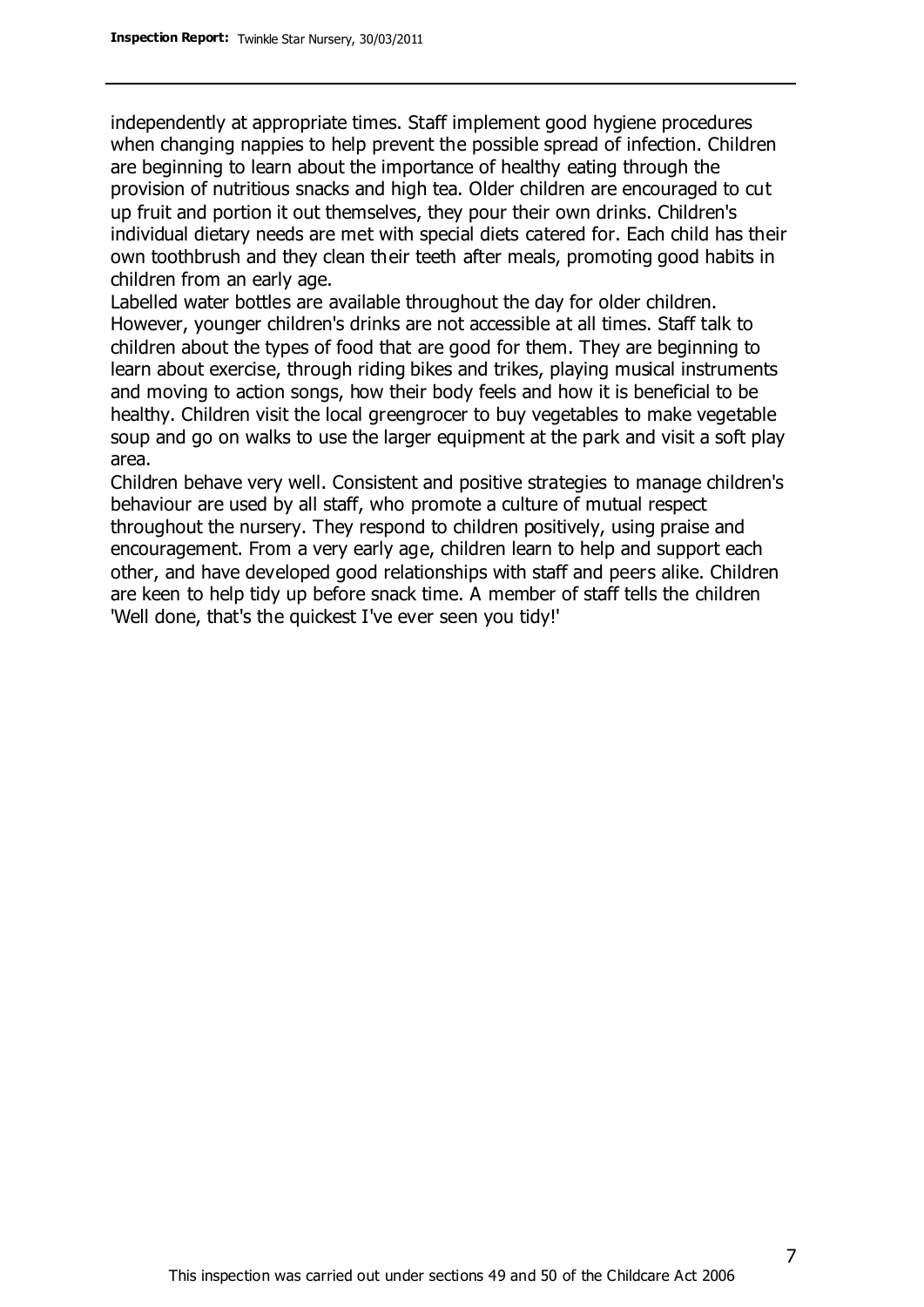independently at appropriate times. Staff implement good hygiene procedures when changing nappies to help prevent the possible spread of infection. Children are beginning to learn about the importance of healthy eating through the provision of nutritious snacks and high tea. Older children are encouraged to cut up fruit and portion it out themselves, they pour their own drinks. Children's individual dietary needs are met with special diets catered for. Each child has their own toothbrush and they clean their teeth after meals, promoting good habits in children from an early age.

Labelled water bottles are available throughout the day for older children. However, younger children's drinks are not accessible at all times. Staff talk to children about the types of food that are good for them. They are beginning to learn about exercise, through riding bikes and trikes, playing musical instruments and moving to action songs, how their body feels and how it is beneficial to be healthy. Children visit the local greengrocer to buy vegetables to make vegetable soup and go on walks to use the larger equipment at the park and visit a soft play area.

Children behave very well. Consistent and positive strategies to manage children's behaviour are used by all staff, who promote a culture of mutual respect throughout the nursery. They respond to children positively, using praise and encouragement. From a very early age, children learn to help and support each other, and have developed good relationships with staff and peers alike. Children are keen to help tidy up before snack time. A member of staff tells the children 'Well done, that's the quickest I've ever seen you tidy!'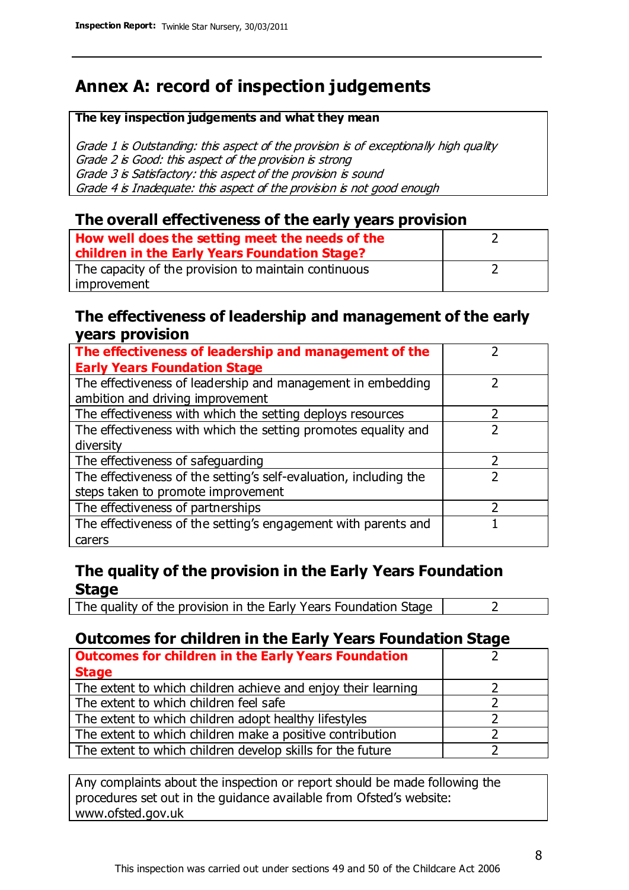# Annex A: record of inspection judgements

| **The key inspection judgements and what they mean** |
|---|
| *Grade 1 is Outstanding: this aspect of the provision is of exceptionally high quality*<br>*Grade 2 is Good: this aspect of the provision is strong*<br>*Grade 3 is Satisfactory: this aspect of the provision is sound*<br>*Grade 4 is Inadequate: this aspect of the provision is not good enough* |

## The overall effectiveness of the early years provision

| | |
|---|---|
| **How well does the setting meet the needs of the children in the Early Years Foundation Stage?** | 2 |
| The capacity of the provision to maintain continuous improvement | 2 |

## The effectiveness of leadership and management of the early years provision

| | |
|---|---|
| **The effectiveness of leadership and management of the Early Years Foundation Stage** | 2 |
| The effectiveness of leadership and management in embedding ambition and driving improvement | 2 |
| The effectiveness with which the setting deploys resources | 2 |
| The effectiveness with which the setting promotes equality and diversity | 2 |
| The effectiveness of safeguarding | 2 |
| The effectiveness of the setting's self-evaluation, including the steps taken to promote improvement | 2 |
| The effectiveness of partnerships | 2 |
| The effectiveness of the setting's engagement with parents and carers | 1 |

## The quality of the provision in the Early Years Foundation Stage

| | |
|---|---|
| The quality of the provision in the Early Years Foundation Stage | 2 |

## Outcomes for children in the Early Years Foundation Stage

| | |
|---|---|
| **Outcomes for children in the Early Years Foundation Stage** | 2 |
| The extent to which children achieve and enjoy their learning | 2 |
| The extent to which children feel safe | 2 |
| The extent to which children adopt healthy lifestyles | 2 |
| The extent to which children make a positive contribution | 2 |
| The extent to which children develop skills for the future | 2 |

Any complaints about the inspection or report should be made following the procedures set out in the guidance available from Ofsted's website: www.ofsted.gov.uk

This inspection was carried out under sections 49 and 50 of the Childcare Act 2006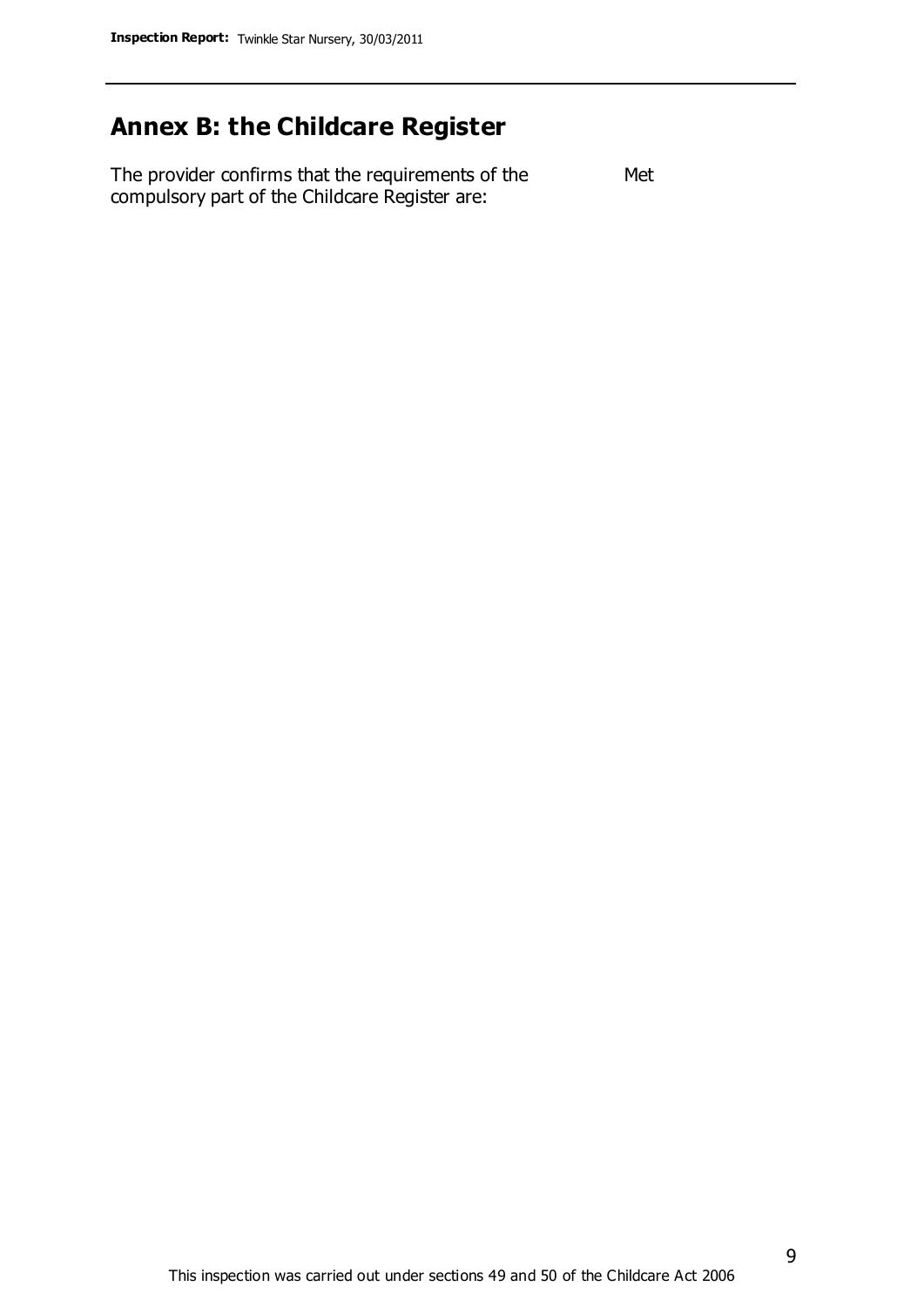## Annex B: the Childcare Register

| | |
|---|---|
| The provider confirms that the requirements of the compulsory part of the Childcare Register are: | Met |

This inspection was carried out under sections 49 and 50 of the Childcare Act 2006